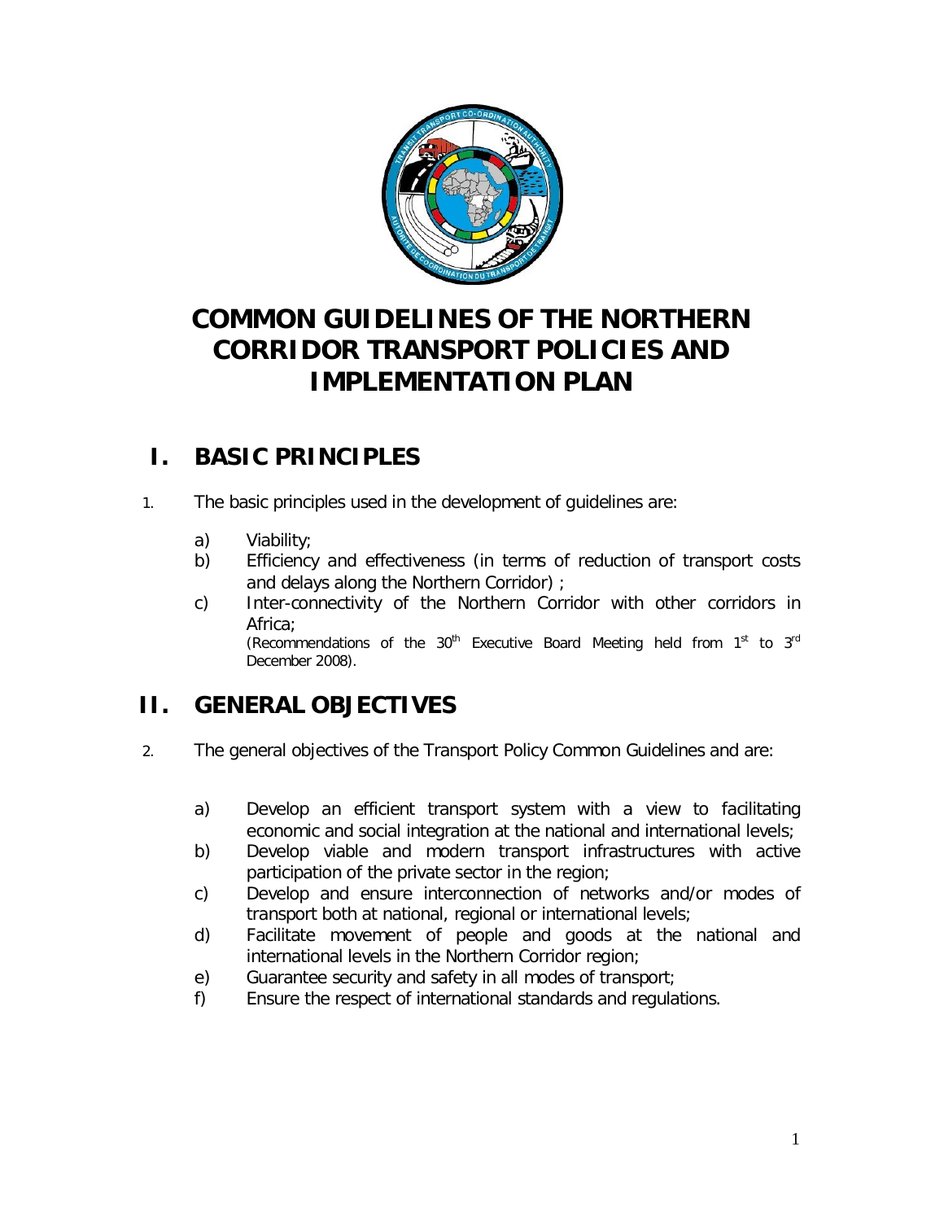# COMMON GUIDELINES OF THE NORTHERN CORRIDOR TRANSPORT POLICIES AND IMPLEMENTATION PLAN

## I. BASIC PRINCIPLES

1. The basic principles used in the development of guidelines are:

   a) Viability;
   b) Efficiency and effectiveness (in terms of reduction of transport costs and delays along the Northern Corridor) ;
   c) Inter-connectivity of the Northern Corridor with other corridors in Africa;
   (Recommendations of the 30th Executive Board Meeting held from 1st to 3rd December 2008).

## II. GENERAL OBJECTIVES

2. The general objectives of the Transport Policy Common Guidelines and are:

   a) Develop an efficient transport system with a view to facilitating economic and social integration at the national and international levels;
   b) Develop viable and modern transport infrastructures with active participation of the private sector in the region;
   c) Develop and ensure interconnection of networks and/or modes of transport both at national, regional or international levels;
   d) Facilitate movement of people and goods at the national and international levels in the Northern Corridor region;
   e) Guarantee security and safety in all modes of transport;
   f) Ensure the respect of international standards and regulations.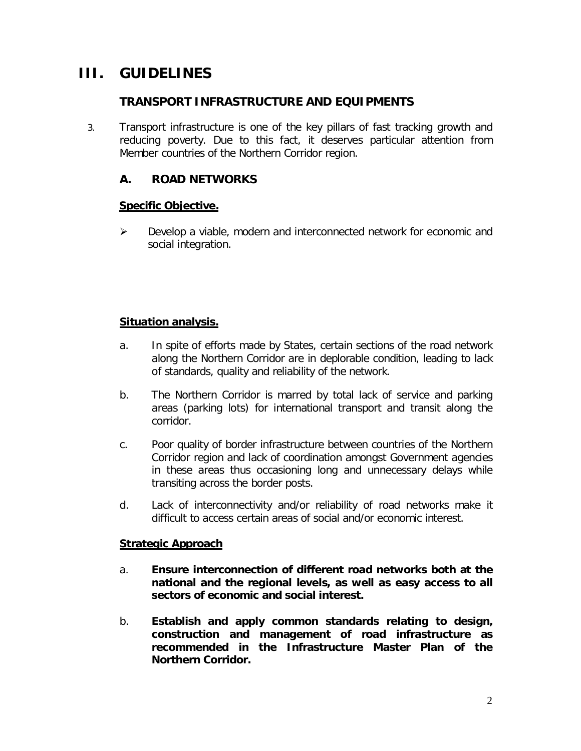# III. GUIDELINES

## TRANSPORT INFRASTRUCTURE AND EQUIPMENTS

3. Transport infrastructure is one of the key pillars of fast tracking growth and reducing poverty. Due to this fact, it deserves particular attention from Member countries of the Northern Corridor region.

### A. ROAD NETWORKS

**Specific Objective.**

- Develop a viable, modern and interconnected network for economic and social integration.

**Situation analysis.**

a. In spite of efforts made by States, certain sections of the road network along the Northern Corridor are in deplorable condition, leading to lack of standards, quality and reliability of the network.

b. The Northern Corridor is marred by total lack of service and parking areas (parking lots) for international transport and transit along the corridor.

c. Poor quality of border infrastructure between countries of the Northern Corridor region and lack of coordination amongst Government agencies in these areas thus occasioning long and unnecessary delays while transiting across the border posts.

d. Lack of interconnectivity and/or reliability of road networks make it difficult to access certain areas of social and/or economic interest.

**Strategic Approach**

a. **Ensure interconnection of different road networks both at the national and the regional levels, as well as easy access to all sectors of economic and social interest.**

b. **Establish and apply common standards relating to design, construction and management of road infrastructure as recommended in the Infrastructure Master Plan of the Northern Corridor.**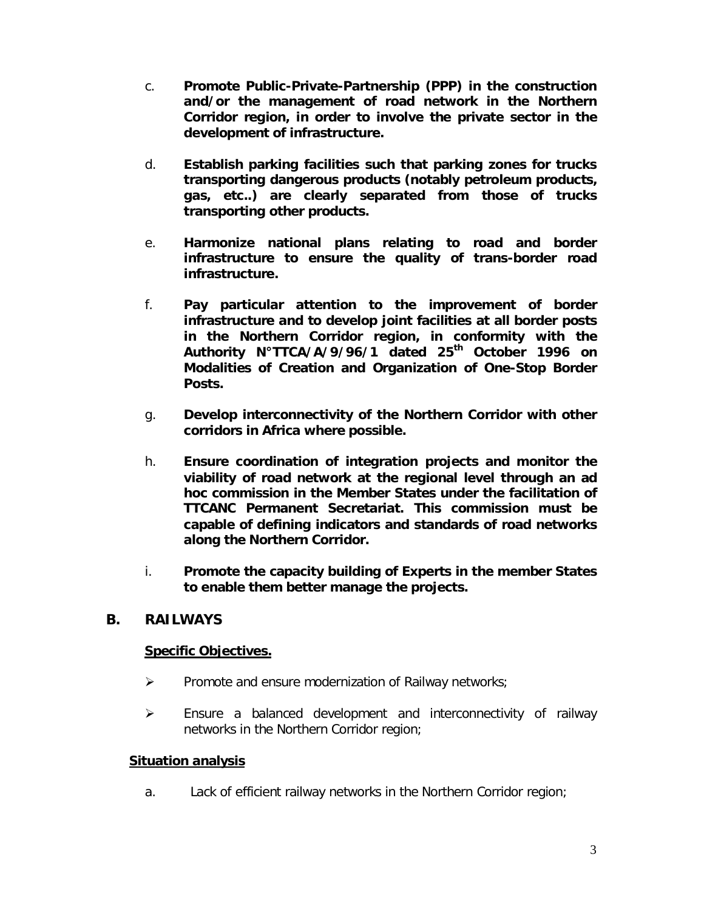c. **Promote Public-Private-Partnership (PPP) in the construction and/or the management of road network in the Northern Corridor region, in order to involve the private sector in the development of infrastructure.**

d. **Establish parking facilities such that parking zones for trucks transporting dangerous products (notably petroleum products, gas, etc..) are clearly separated from those of trucks transporting other products.**

e. **Harmonize national plans relating to road and border infrastructure to ensure the quality of trans-border road infrastructure.**

f. **Pay particular attention to the improvement of border infrastructure and to develop joint facilities at all border posts in the Northern Corridor region, in conformity with the Authority N°TTCA/A/9/96/1 dated 25th October 1996 on Modalities of Creation and Organization of One-Stop Border Posts.**

g. **Develop interconnectivity of the Northern Corridor with other corridors in Africa where possible.**

h. **Ensure coordination of integration projects and monitor the viability of road network at the regional level through an ad hoc commission in the Member States under the facilitation of TTCANC Permanent Secretariat. This commission must be capable of defining indicators and standards of road networks along the Northern Corridor.**

i. **Promote the capacity building of Experts in the member States to enable them better manage the projects.**

## B. RAILWAYS

**Specific Objectives.**

- Promote and ensure modernization of Railway networks;
- Ensure a balanced development and interconnectivity of railway networks in the Northern Corridor region;

**Situation analysis**

a. Lack of efficient railway networks in the Northern Corridor region;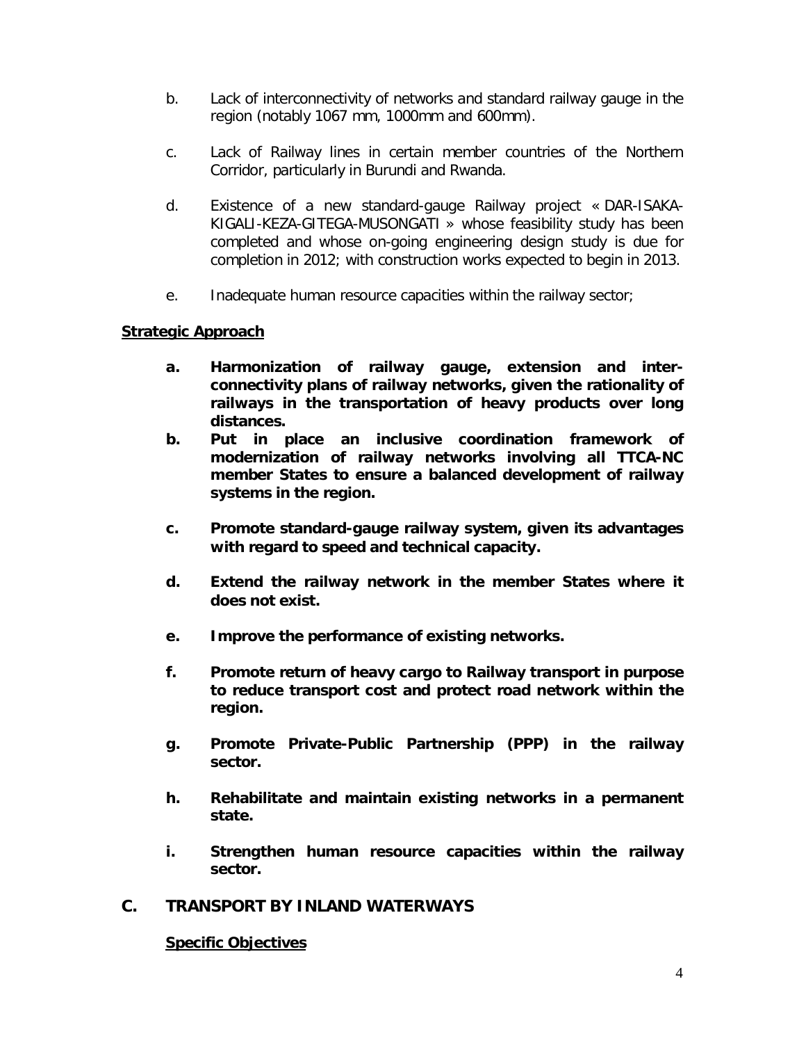b. Lack of interconnectivity of networks and standard railway gauge in the region (notably 1067 mm, 1000mm and 600mm).

c. Lack of Railway lines in certain member countries of the Northern Corridor, particularly in Burundi and Rwanda.

d. Existence of a new standard-gauge Railway project « DAR-ISAKA-KIGALI-KEZA-GITEGA-MUSONGATI » whose feasibility study has been completed and whose on-going engineering design study is due for completion in 2012; with construction works expected to begin in 2013.

e. Inadequate human resource capacities within the railway sector;

**Strategic Approach**

**a. Harmonization of railway gauge, extension and inter-connectivity plans of railway networks, given the rationality of railways in the transportation of heavy products over long distances.**

**b. Put in place an inclusive coordination framework of modernization of railway networks involving all TTCA-NC member States to ensure a balanced development of railway systems in the region.**

**c. Promote standard-gauge railway system, given its advantages with regard to speed and technical capacity.**

**d. Extend the railway network in the member States where it does not exist.**

**e. Improve the performance of existing networks.**

**f. Promote return of heavy cargo to Railway transport in purpose to reduce transport cost and protect road network within the region.**

**g. Promote Private-Public Partnership (PPP) in the railway sector.**

**h. Rehabilitate and maintain existing networks in a permanent state.**

**i. Strengthen human resource capacities within the railway sector.**

## C. TRANSPORT BY INLAND WATERWAYS

**Specific Objectives**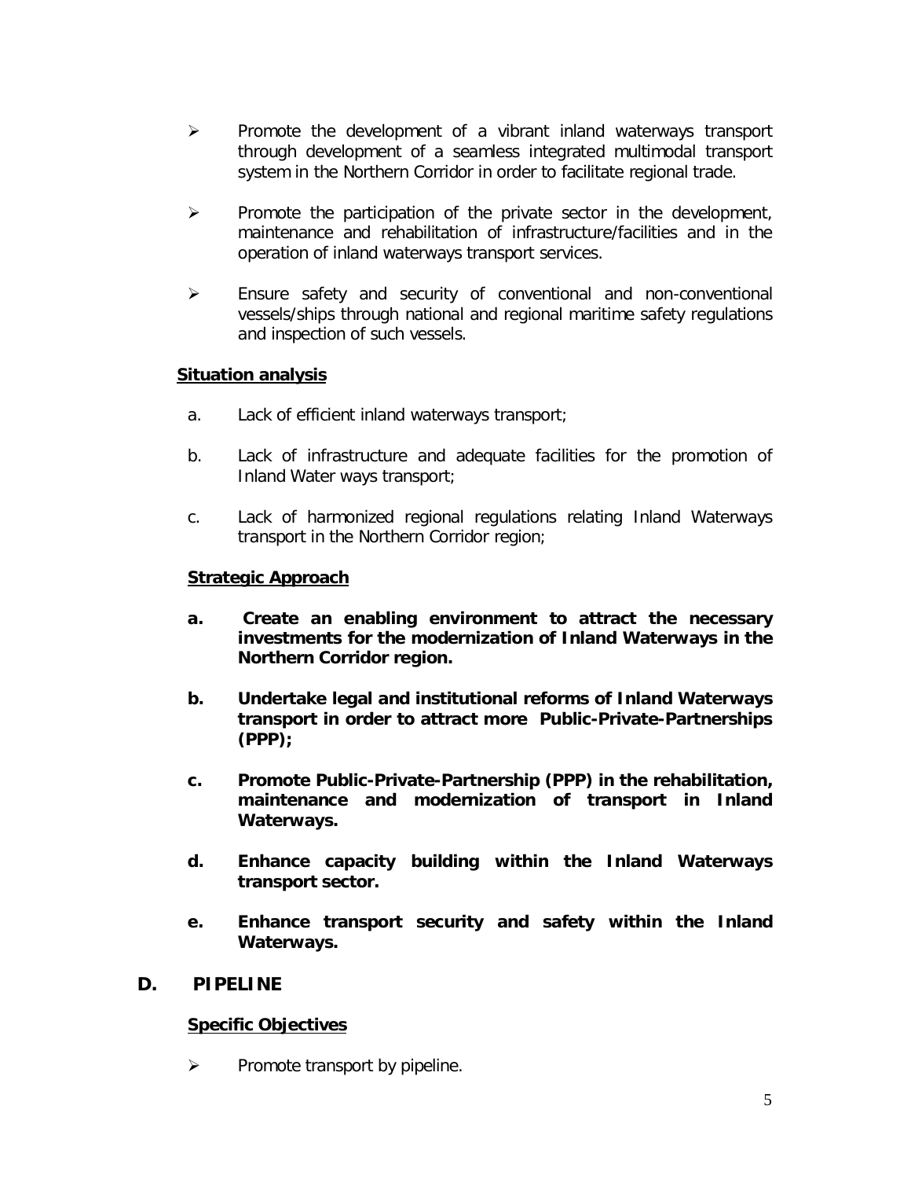- Promote the development of a vibrant inland waterways transport through development of a seamless integrated multimodal transport system in the Northern Corridor in order to facilitate regional trade.

- Promote the participation of the private sector in the development, maintenance and rehabilitation of infrastructure/facilities and in the operation of inland waterways transport services.

- Ensure safety and security of conventional and non-conventional vessels/ships through national and regional maritime safety regulations and inspection of such vessels.

**<u>Situation analysis</u>**

a. Lack of efficient inland waterways transport;

b. Lack of infrastructure and adequate facilities for the promotion of Inland Water ways transport;

c. Lack of harmonized regional regulations relating Inland Waterways transport in the Northern Corridor region;

**<u>Strategic Approach</u>**

**a. Create an enabling environment to attract the necessary investments for the modernization of Inland Waterways in the Northern Corridor region.**

**b. Undertake legal and institutional reforms of Inland Waterways transport in order to attract more Public-Private-Partnerships (PPP);**

**c. Promote Public-Private-Partnership (PPP) in the rehabilitation, maintenance and modernization of transport in Inland Waterways.**

**d. Enhance capacity building within the Inland Waterways transport sector.**

**e. Enhance transport security and safety within the Inland Waterways.**

## D. PIPELINE

**<u>Specific Objectives</u>**

- Promote transport by pipeline.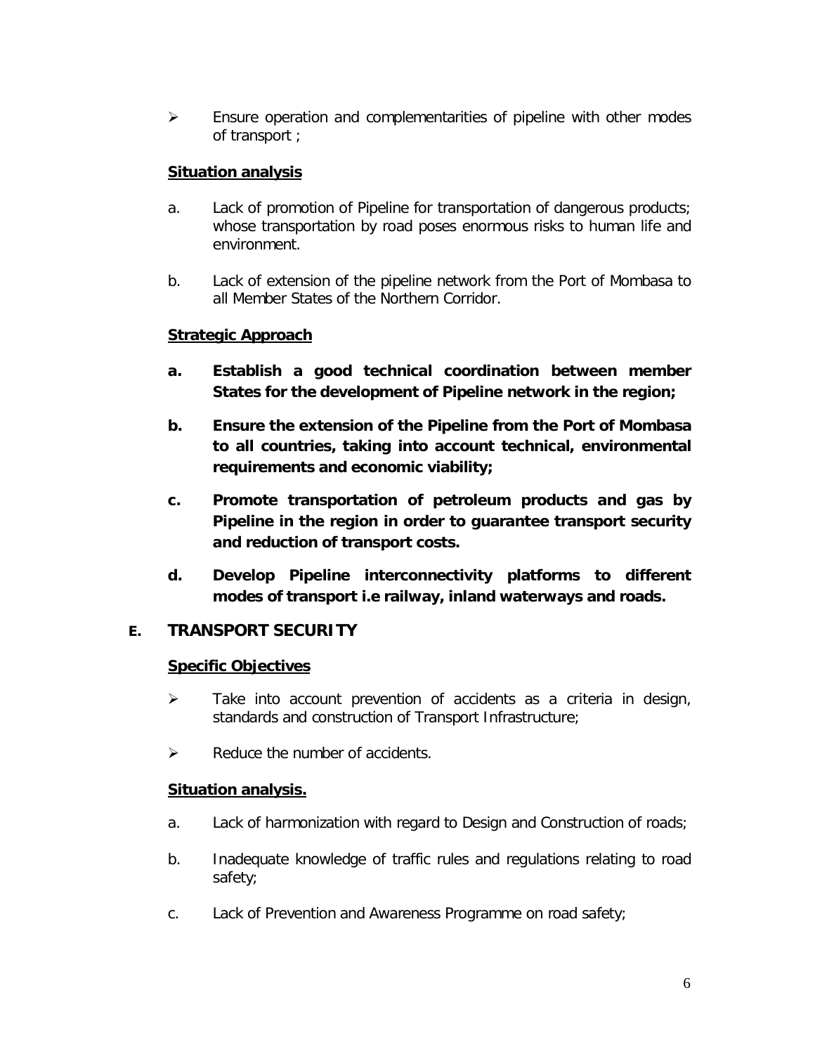- Ensure operation and complementarities of pipeline with other modes of transport ;

**<u>Situation analysis</u>**

a. Lack of promotion of Pipeline for transportation of dangerous products; whose transportation by road poses enormous risks to human life and environment.

b. Lack of extension of the pipeline network from the Port of Mombasa to all Member States of the Northern Corridor.

**<u>Strategic Approach</u>**

**a. Establish a good technical coordination between member States for the development of Pipeline network in the region;**

**b. Ensure the extension of the Pipeline from the Port of Mombasa to all countries, taking into account technical, environmental requirements and economic viability;**

**c. Promote transportation of petroleum products and gas by Pipeline in the region in order to guarantee transport security and reduction of transport costs.**

**d. Develop Pipeline interconnectivity platforms to different modes of transport i.e railway, inland waterways and roads.**

## E. TRANSPORT SECURITY

**<u>Specific Objectives</u>**

- Take into account prevention of accidents as a criteria in design, standards and construction of Transport Infrastructure;
- Reduce the number of accidents.

**<u>Situation analysis.</u>**

a. Lack of harmonization with regard to Design and Construction of roads;

b. Inadequate knowledge of traffic rules and regulations relating to road safety;

c. Lack of Prevention and Awareness Programme on road safety;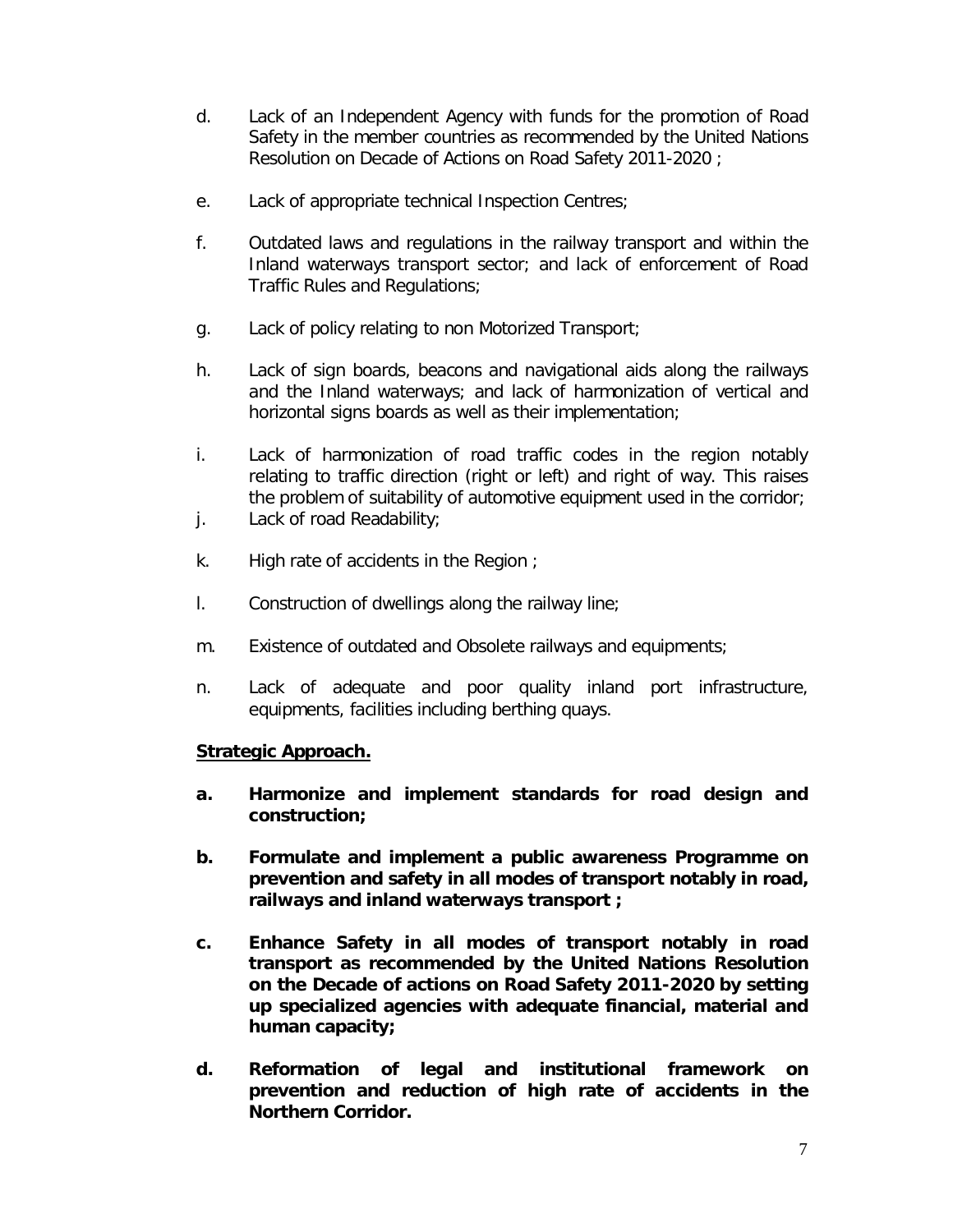d. Lack of an Independent Agency with funds for the promotion of Road Safety in the member countries as recommended by the United Nations Resolution on Decade of Actions on Road Safety 2011-2020 ;

e. Lack of appropriate technical Inspection Centres;

f. Outdated laws and regulations in the railway transport and within the Inland waterways transport sector; and lack of enforcement of Road Traffic Rules and Regulations;

g. Lack of policy relating to non Motorized Transport;

h. Lack of sign boards, beacons and navigational aids along the railways and the Inland waterways; and lack of harmonization of vertical and horizontal signs boards as well as their implementation;

i. Lack of harmonization of road traffic codes in the region notably relating to traffic direction (right or left) and right of way. This raises the problem of suitability of automotive equipment used in the corridor;

j. Lack of road Readability;

k. High rate of accidents in the Region ;

l. Construction of dwellings along the railway line;

m. Existence of outdated and Obsolete railways and equipments;

n. Lack of adequate and poor quality inland port infrastructure, equipments, facilities including berthing quays.

**<u>Strategic Approach.</u>**

**a. Harmonize and implement standards for road design and construction;**

**b. Formulate and implement a public awareness Programme on prevention and safety in all modes of transport notably in road, railways and inland waterways transport ;**

**c. Enhance Safety in all modes of transport notably in road transport as recommended by the United Nations Resolution on the Decade of actions on Road Safety 2011-2020 by setting up specialized agencies with adequate financial, material and human capacity;**

**d. Reformation of legal and institutional framework on prevention and reduction of high rate of accidents in the Northern Corridor.**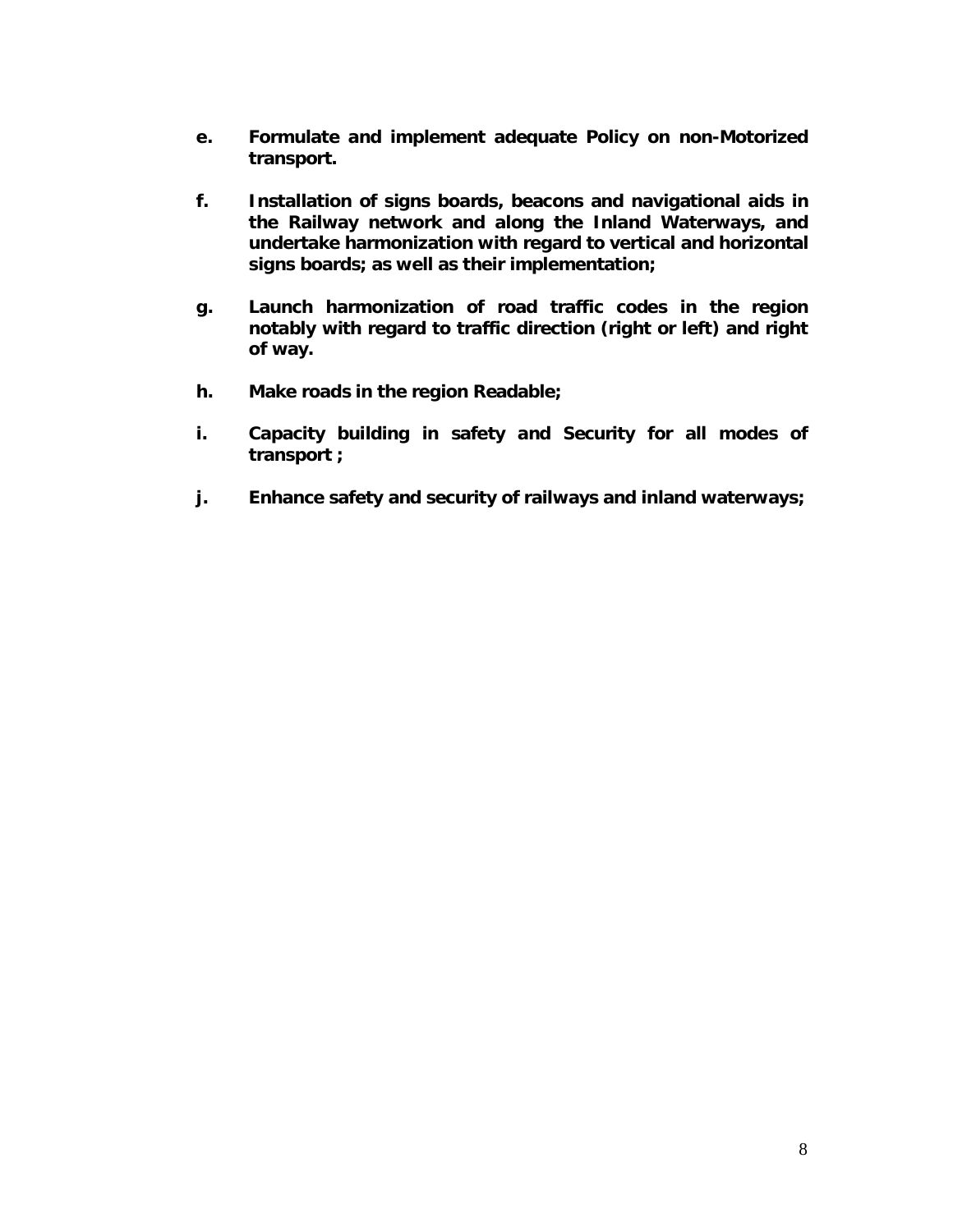e. **Formulate and implement adequate Policy on non-Motorized transport.**

f. **Installation of signs boards, beacons and navigational aids in the Railway network and along the Inland Waterways, and undertake harmonization with regard to vertical and horizontal signs boards; as well as their implementation;**

g. **Launch harmonization of road traffic codes in the region notably with regard to traffic direction (right or left) and right of way.**

h. **Make roads in the region Readable;**

i. **Capacity building in safety and Security for all modes of transport ;**

j. **Enhance safety and security of railways and inland waterways;**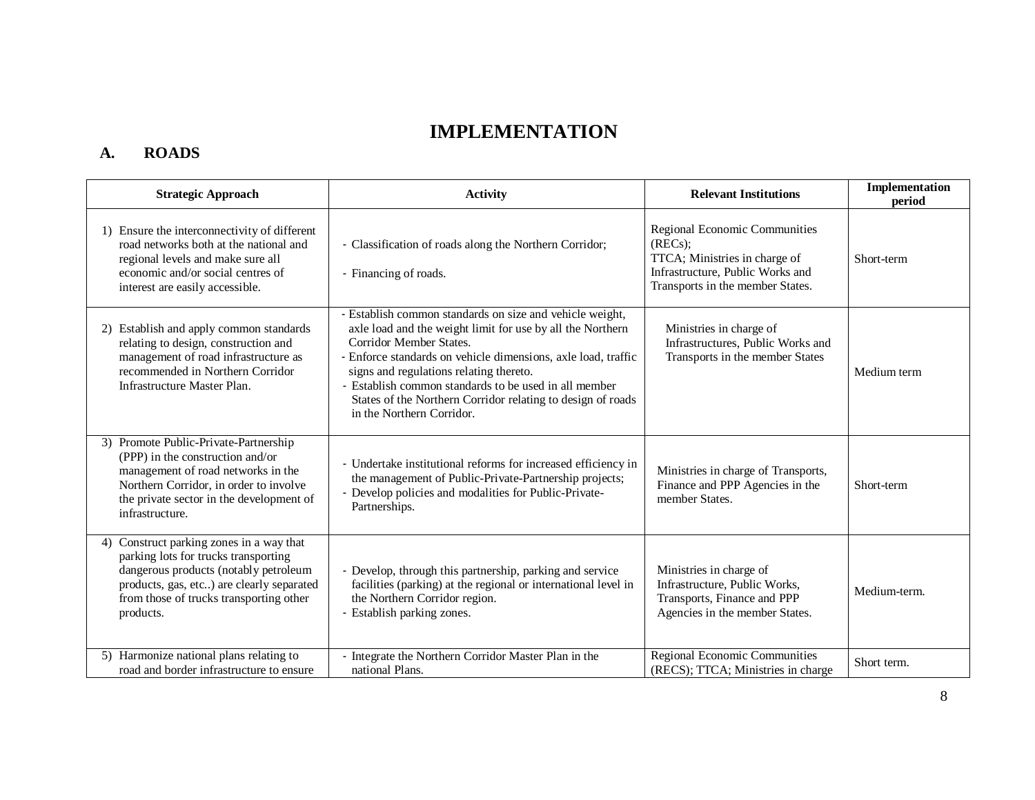# IMPLEMENTATION

## A. ROADS

| Strategic Approach | Activity | Relevant Institutions | Implementation period |
|---|---|---|---|
| 1) Ensure the interconnectivity of different road networks both at the national and regional levels and make sure all economic and/or social centres of interest are easily accessible. | - Classification of roads along the Northern Corridor;<br><br>- Financing of roads. | Regional Economic Communities (RECs);<br>TTCA; Ministries in charge of Infrastructure, Public Works and Transports in the member States. | Short-term |
| 2) Establish and apply common standards relating to design, construction and management of road infrastructure as recommended in Northern Corridor Infrastructure Master Plan. | - Establish common standards on size and vehicle weight, axle load and the weight limit for use by all the Northern Corridor Member States.<br>- Enforce standards on vehicle dimensions, axle load, traffic signs and regulations relating thereto.<br>- Establish common standards to be used in all member States of the Northern Corridor relating to design of roads in the Northern Corridor. | Ministries in charge of Infrastructures, Public Works and Transports in the member States | Medium term |
| 3) Promote Public-Private-Partnership (PPP) in the construction and/or management of road networks in the Northern Corridor, in order to involve the private sector in the development of infrastructure. | - Undertake institutional reforms for increased efficiency in the management of Public-Private-Partnership projects;<br>- Develop policies and modalities for Public-Private-Partnerships. | Ministries in charge of Transports, Finance and PPP Agencies in the member States. | Short-term |
| 4) Construct parking zones in a way that parking lots for trucks transporting dangerous products (notably petroleum products, gas, etc..) are clearly separated from those of trucks transporting other products. | - Develop, through this partnership, parking and service facilities (parking) at the regional or international level in the Northern Corridor region.<br>- Establish parking zones. | Ministries in charge of Infrastructure, Public Works, Transports, Finance and PPP Agencies in the member States. | Medium-term. |
| 5) Harmonize national plans relating to road and border infrastructure to ensure | - Integrate the Northern Corridor Master Plan in the national Plans. | Regional Economic Communities (RECS); TTCA; Ministries in charge | Short term. |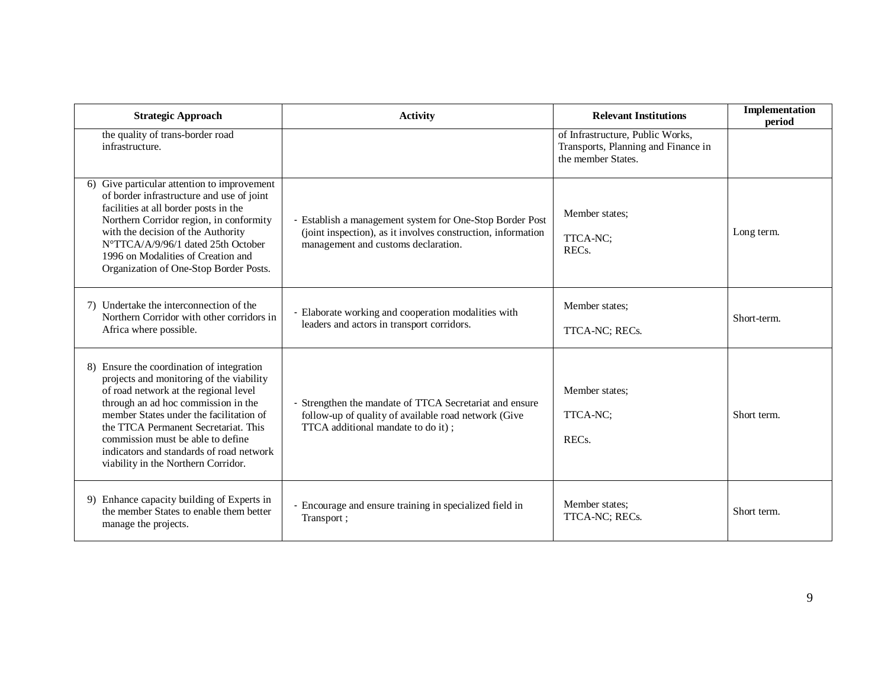| Strategic Approach | Activity | Relevant Institutions | Implementation period |
|---|---|---|---|
| the quality of trans-border road infrastructure. | | of Infrastructure, Public Works, Transports, Planning and Finance in the member States. | |
| 6) Give particular attention to improvement of border infrastructure and use of joint facilities at all border posts in the Northern Corridor region, in conformity with the decision of the Authority N°TTCA/A/9/96/1 dated 25th October 1996 on Modalities of Creation and Organization of One-Stop Border Posts. | - Establish a management system for One-Stop Border Post (joint inspection), as it involves construction, information management and customs declaration. | Member states;<br><br>TTCA-NC;<br>RECs. | Long term. |
| 7) Undertake the interconnection of the Northern Corridor with other corridors in Africa where possible. | - Elaborate working and cooperation modalities with leaders and actors in transport corridors. | Member states;<br><br>TTCA-NC; RECs. | Short-term. |
| 8) Ensure the coordination of integration projects and monitoring of the viability of road network at the regional level through an ad hoc commission in the member States under the facilitation of the TTCA Permanent Secretariat. This commission must be able to define indicators and standards of road network viability in the Northern Corridor. | - Strengthen the mandate of TTCA Secretariat and ensure follow-up of quality of available road network (Give TTCA additional mandate to do it) ; | Member states;<br><br>TTCA-NC;<br><br>RECs. | Short term. |
| 9) Enhance capacity building of Experts in the member States to enable them better manage the projects. | - Encourage and ensure training in specialized field in Transport ; | Member states;<br>TTCA-NC; RECs. | Short term. |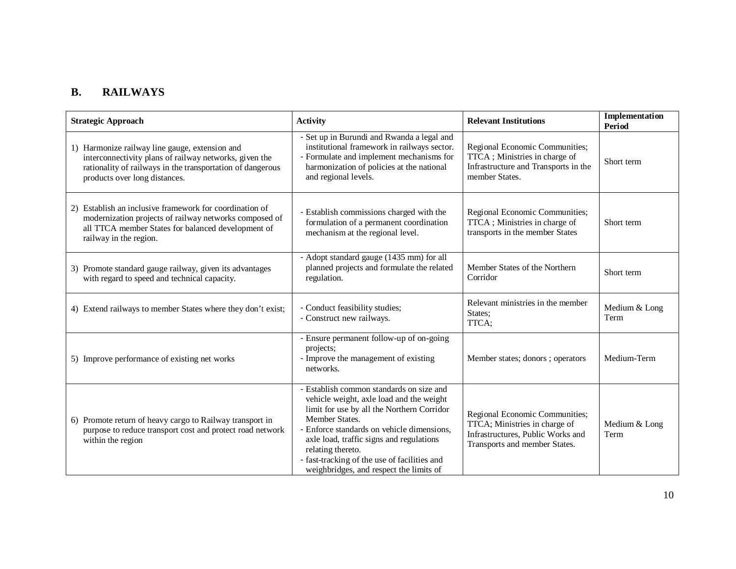## B. RAILWAYS

| Strategic Approach | Activity | Relevant Institutions | Implementation Period |
|---|---|---|---|
| 1) Harmonize railway line gauge, extension and interconnectivity plans of railway networks, given the rationality of railways in the transportation of dangerous products over long distances. | - Set up in Burundi and Rwanda a legal and institutional framework in railways sector.<br>- Formulate and implement mechanisms for harmonization of policies at the national and regional levels. | Regional Economic Communities; TTCA ; Ministries in charge of Infrastructure and Transports in the member States. | Short term |
| 2) Establish an inclusive framework for coordination of modernization projects of railway networks composed of all TTCA member States for balanced development of railway in the region. | - Establish commissions charged with the formulation of a permanent coordination mechanism at the regional level. | Regional Economic Communities; TTCA ; Ministries in charge of transports in the member States | Short term |
| 3) Promote standard gauge railway, given its advantages with regard to speed and technical capacity. | - Adopt standard gauge (1435 mm) for all planned projects and formulate the related regulation. | Member States of the Northern Corridor | Short term |
| 4) Extend railways to member States where they don't exist; | - Conduct feasibility studies;<br>- Construct new railways. | Relevant ministries in the member States;<br>TTCA; | Medium & Long Term |
| 5) Improve performance of existing net works | - Ensure permanent follow-up of on-going projects;<br>- Improve the management of existing networks. | Member states; donors ; operators | Medium-Term |
| 6) Promote return of heavy cargo to Railway transport in purpose to reduce transport cost and protect road network within the region | - Establish common standards on size and vehicle weight, axle load and the weight limit for use by all the Northern Corridor Member States.<br>- Enforce standards on vehicle dimensions, axle load, traffic signs and regulations relating thereto.<br>- fast-tracking of the use of facilities and weighbridges, and respect the limits of | Regional Economic Communities; TTCA; Ministries in charge of Infrastructures, Public Works and Transports and member States. | Medium & Long Term |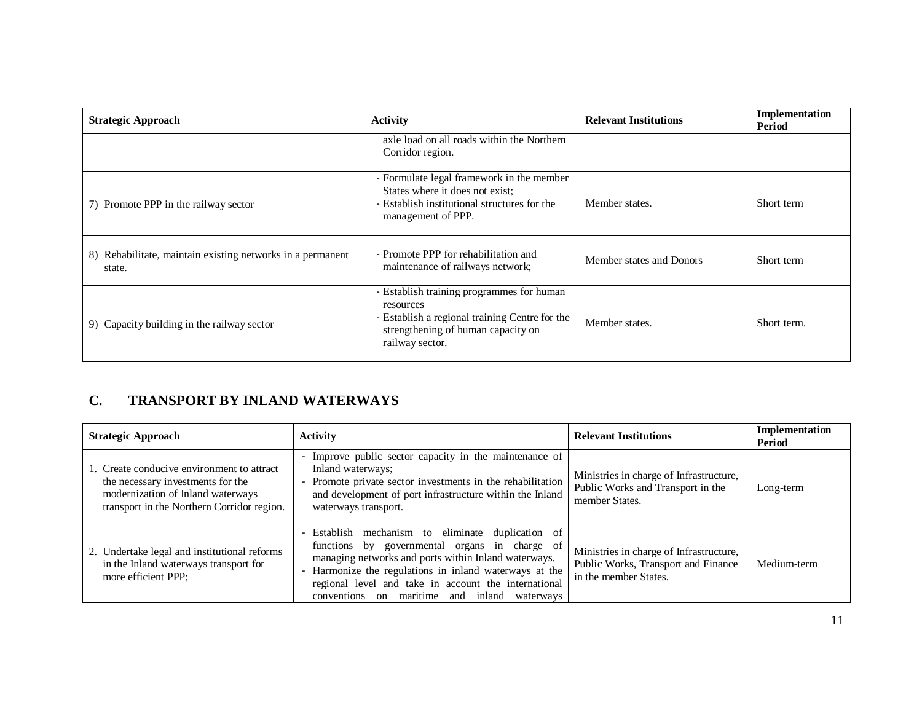| Strategic Approach | Activity | Relevant Institutions | Implementation Period |
|---|---|---|---|
| | axle load on all roads within the Northern Corridor region. | | |
| 7) Promote PPP in the railway sector | - Formulate legal framework in the member States where it does not exist;<br>- Establish institutional structures for the management of PPP. | Member states. | Short term |
| 8) Rehabilitate, maintain existing networks in a permanent state. | - Promote PPP for rehabilitation and maintenance of railways network; | Member states and Donors | Short term |
| 9) Capacity building in the railway sector | - Establish training programmes for human resources<br>- Establish a regional training Centre for the strengthening of human capacity on railway sector. | Member states. | Short term. |

## C. TRANSPORT BY INLAND WATERWAYS

| Strategic Approach | Activity | Relevant Institutions | Implementation Period |
|---|---|---|---|
| 1. Create conducive environment to attract the necessary investments for the modernization of Inland waterways transport in the Northern Corridor region. | - Improve public sector capacity in the maintenance of Inland waterways;<br>- Promote private sector investments in the rehabilitation and development of port infrastructure within the Inland waterways transport. | Ministries in charge of Infrastructure, Public Works and Transport in the member States. | Long-term |
| 2. Undertake legal and institutional reforms in the Inland waterways transport for more efficient PPP; | - Establish mechanism to eliminate duplication of functions by governmental organs in charge of managing networks and ports within Inland waterways.<br>- Harmonize the regulations in inland waterways at the regional level and take in account the international conventions on maritime and inland waterways | Ministries in charge of Infrastructure, Public Works, Transport and Finance in the member States. | Medium-term |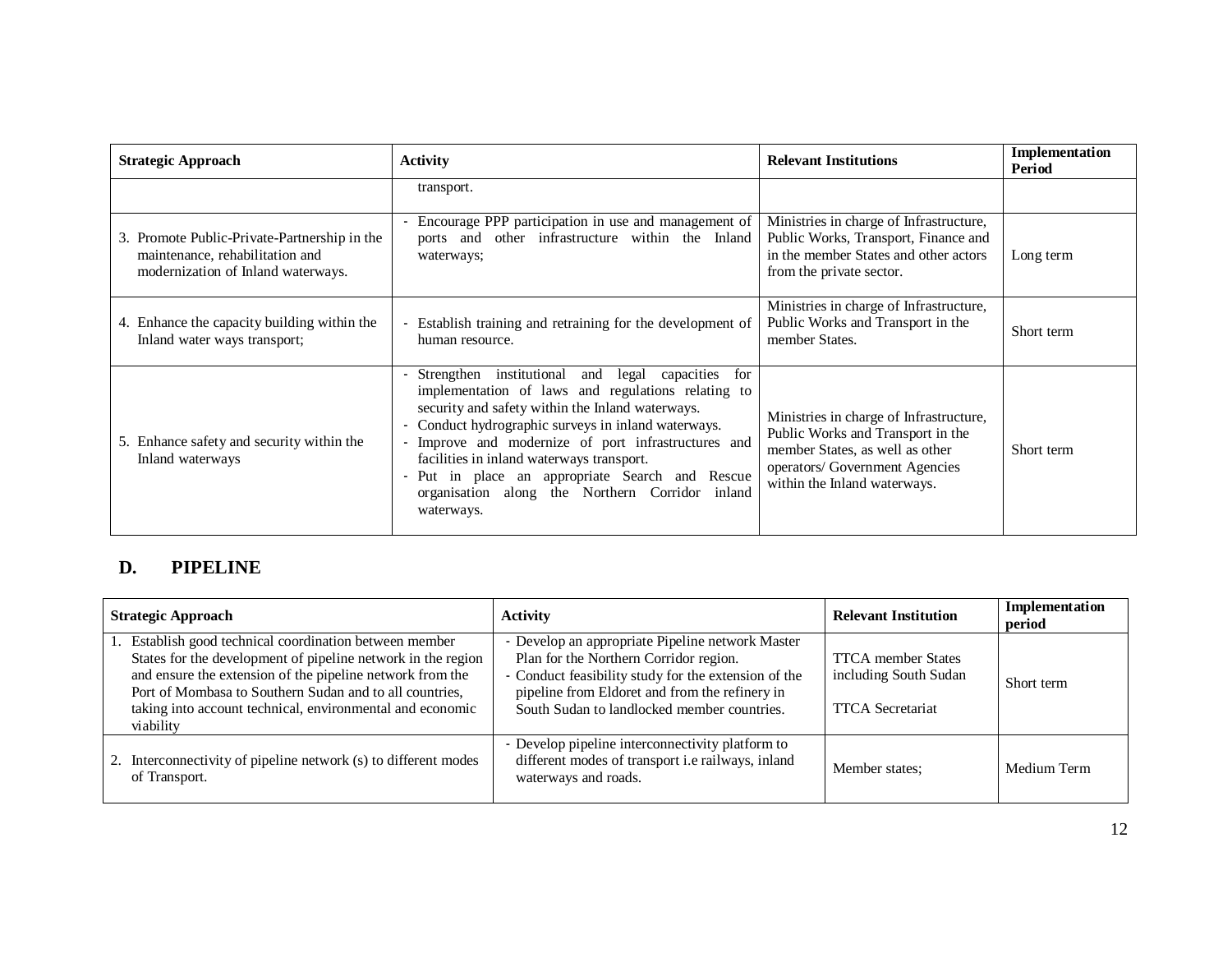| Strategic Approach | Activity | Relevant Institutions | Implementation Period |
|---|---|---|---|
| | transport. | | |
| 3. Promote Public-Private-Partnership in the maintenance, rehabilitation and modernization of Inland waterways. | - Encourage PPP participation in use and management of ports and other infrastructure within the Inland waterways; | Ministries in charge of Infrastructure, Public Works, Transport, Finance and in the member States and other actors from the private sector. | Long term |
| 4. Enhance the capacity building within the Inland water ways transport; | - Establish training and retraining for the development of human resource. | Ministries in charge of Infrastructure, Public Works and Transport in the member States. | Short term |
| 5. Enhance safety and security within the Inland waterways | - Strengthen institutional and legal capacities for implementation of laws and regulations relating to security and safety within the Inland waterways.<br>- Conduct hydrographic surveys in inland waterways.<br>- Improve and modernize of port infrastructures and facilities in inland waterways transport.<br>- Put in place an appropriate Search and Rescue organisation along the Northern Corridor inland waterways. | Ministries in charge of Infrastructure, Public Works and Transport in the member States, as well as other operators/ Government Agencies within the Inland waterways. | Short term |

## D. PIPELINE

| Strategic Approach | Activity | Relevant Institution | Implementation period |
|---|---|---|---|
| 1. Establish good technical coordination between member States for the development of pipeline network in the region and ensure the extension of the pipeline network from the Port of Mombasa to Southern Sudan and to all countries, taking into account technical, environmental and economic viability | - Develop an appropriate Pipeline network Master Plan for the Northern Corridor region.<br>- Conduct feasibility study for the extension of the pipeline from Eldoret and from the refinery in South Sudan to landlocked member countries. | TTCA member States including South Sudan<br><br>TTCA Secretariat | Short term |
| 2. Interconnectivity of pipeline network (s) to different modes of Transport. | - Develop pipeline interconnectivity platform to different modes of transport i.e railways, inland waterways and roads. | Member states; | Medium Term |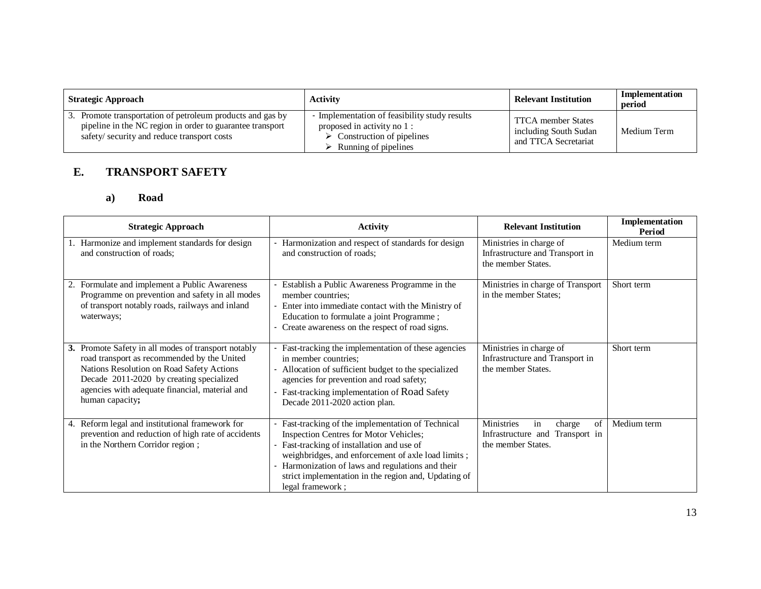| Strategic Approach | Activity | Relevant Institution | Implementation period |
|---|---|---|---|
| 3. Promote transportation of petroleum products and gas by pipeline in the NC region in order to guarantee transport safety/ security and reduce transport costs | - Implementation of feasibility study results proposed in activity no 1 :<br>➢ Construction of pipelines<br>➢ Running of pipelines | TTCA member States including South Sudan and TTCA Secretariat | Medium Term |

## E. TRANSPORT SAFETY

### a) Road

| Strategic Approach | Activity | Relevant Institution | Implementation Period |
|---|---|---|---|
| 1. Harmonize and implement standards for design and construction of roads; | - Harmonization and respect of standards for design and construction of roads; | Ministries in charge of Infrastructure and Transport in the member States. | Medium term |
| 2. Formulate and implement a Public Awareness Programme on prevention and safety in all modes of transport notably roads, railways and inland waterways; | - Establish a Public Awareness Programme in the member countries;<br>- Enter into immediate contact with the Ministry of Education to formulate a joint Programme ;<br>- Create awareness on the respect of road signs. | Ministries in charge of Transport in the member States; | Short term |
| **3.** Promote Safety in all modes of transport notably road transport as recommended by the United Nations Resolution on Road Safety Actions Decade 2011-2020 by creating specialized agencies with adequate financial, material and human capacity**;** | - Fast-tracking the implementation of these agencies in member countries;<br>- Allocation of sufficient budget to the specialized agencies for prevention and road safety;<br>- Fast-tracking implementation of Road Safety Decade 2011-2020 action plan. | Ministries in charge of Infrastructure and Transport in the member States. | Short term |
| 4. Reform legal and institutional framework for prevention and reduction of high rate of accidents in the Northern Corridor region ; | - Fast-tracking of the implementation of Technical Inspection Centres for Motor Vehicles;<br>- Fast-tracking of installation and use of weighbridges, and enforcement of axle load limits ;<br>- Harmonization of laws and regulations and their strict implementation in the region and, Updating of legal framework ; | Ministries in charge of Infrastructure and Transport in the member States. | Medium term |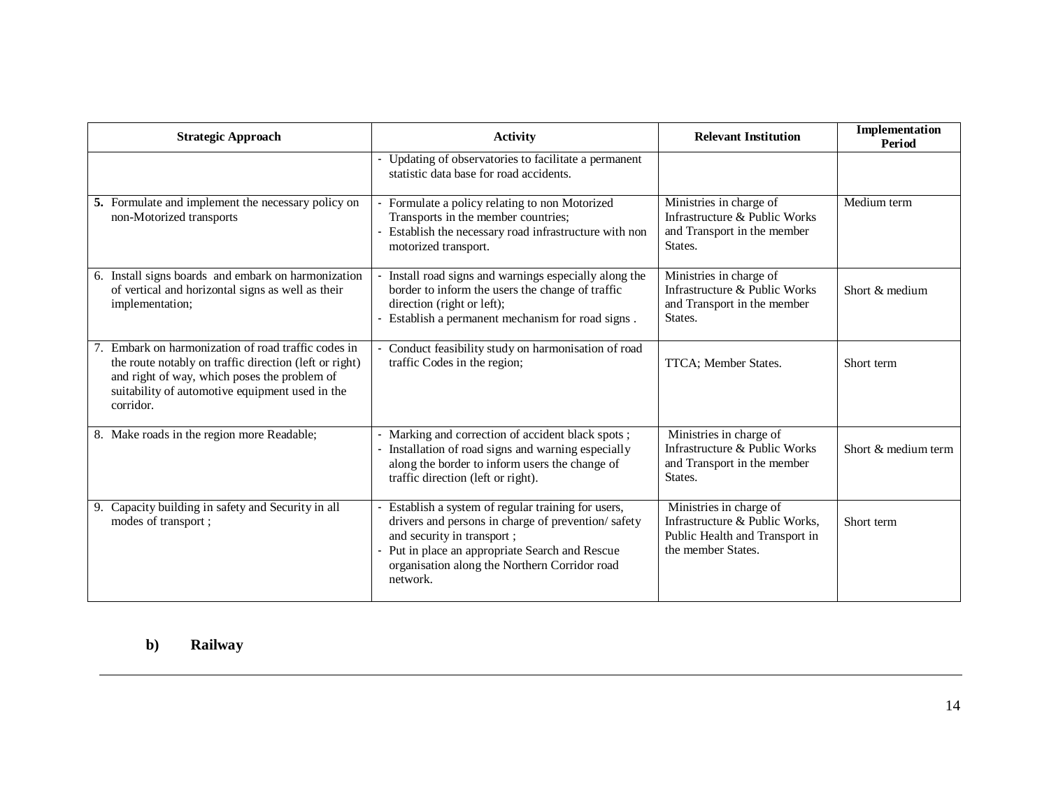| Strategic Approach | Activity | Relevant Institution | Implementation Period |
|---|---|---|---|
| | - Updating of observatories to facilitate a permanent statistic data base for road accidents. | | |
| **5.** Formulate and implement the necessary policy on non-Motorized transports | - Formulate a policy relating to non Motorized Transports in the member countries;<br>- Establish the necessary road infrastructure with non motorized transport. | Ministries in charge of Infrastructure & Public Works and Transport in the member States. | Medium term |
| 6. Install signs boards and embark on harmonization of vertical and horizontal signs as well as their implementation; | - Install road signs and warnings especially along the border to inform the users the change of traffic direction (right or left);<br>- Establish a permanent mechanism for road signs . | Ministries in charge of Infrastructure & Public Works and Transport in the member States. | Short & medium |
| 7. Embark on harmonization of road traffic codes in the route notably on traffic direction (left or right) and right of way, which poses the problem of suitability of automotive equipment used in the corridor. | - Conduct feasibility study on harmonisation of road traffic Codes in the region; | TTCA; Member States. | Short term |
| 8. Make roads in the region more Readable; | - Marking and correction of accident black spots ;<br>- Installation of road signs and warning especially along the border to inform users the change of traffic direction (left or right). | Ministries in charge of Infrastructure & Public Works and Transport in the member States. | Short & medium term |
| 9. Capacity building in safety and Security in all modes of transport ; | - Establish a system of regular training for users, drivers and persons in charge of prevention/ safety and security in transport ;<br>- Put in place an appropriate Search and Rescue organisation along the Northern Corridor road network. | Ministries in charge of Infrastructure & Public Works, Public Health and Transport in the member States. | Short term |

**b) Railway**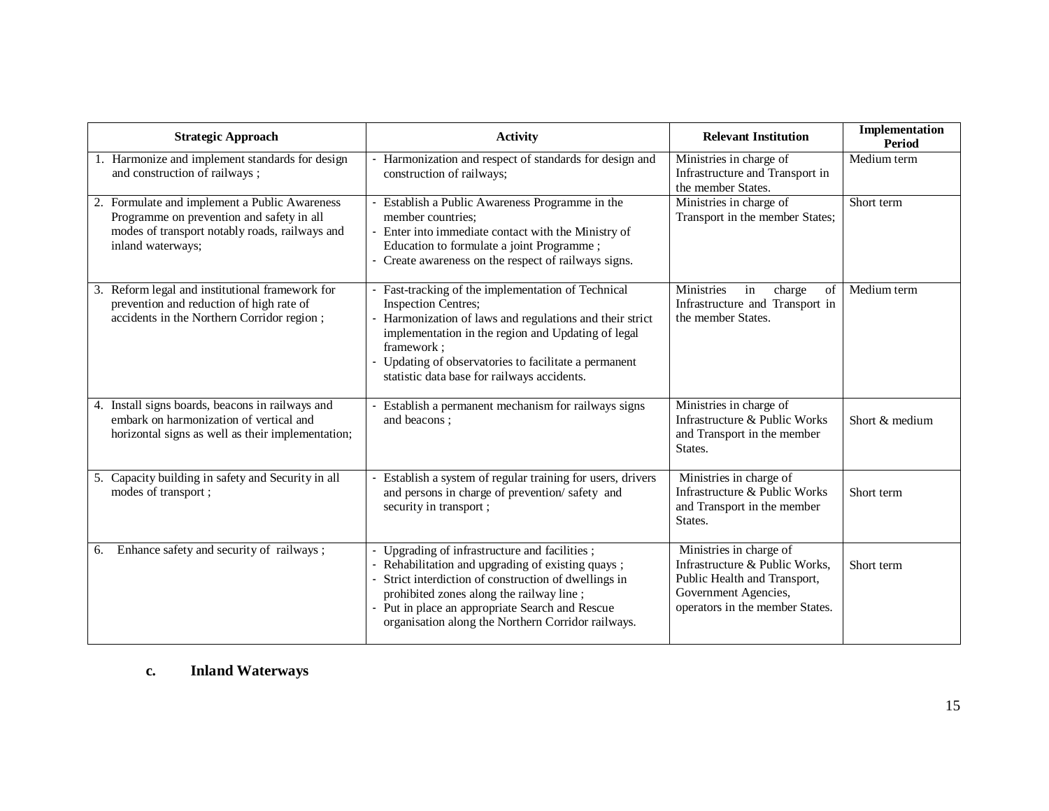| Strategic Approach | Activity | Relevant Institution | Implementation Period |
|---|---|---|---|
| 1. Harmonize and implement standards for design and construction of railways ; | - Harmonization and respect of standards for design and construction of railways; | Ministries in charge of Infrastructure and Transport in the member States. | Medium term |
| 2. Formulate and implement a Public Awareness Programme on prevention and safety in all modes of transport notably roads, railways and inland waterways; | - Establish a Public Awareness Programme in the member countries;<br>- Enter into immediate contact with the Ministry of Education to formulate a joint Programme ;<br>- Create awareness on the respect of railways signs. | Ministries in charge of Transport in the member States; | Short term |
| 3. Reform legal and institutional framework for prevention and reduction of high rate of accidents in the Northern Corridor region ; | - Fast-tracking of the implementation of Technical Inspection Centres;<br>- Harmonization of laws and regulations and their strict implementation in the region and Updating of legal framework ;<br>- Updating of observatories to facilitate a permanent statistic data base for railways accidents. | Ministries in charge of Infrastructure and Transport in the member States. | Medium term |
| 4. Install signs boards, beacons in railways and embark on harmonization of vertical and horizontal signs as well as their implementation; | - Establish a permanent mechanism for railways signs and beacons ; | Ministries in charge of Infrastructure & Public Works and Transport in the member States. | Short & medium |
| 5. Capacity building in safety and Security in all modes of transport ; | - Establish a system of regular training for users, drivers and persons in charge of prevention/ safety and security in transport ; | Ministries in charge of Infrastructure & Public Works and Transport in the member States. | Short term |
| 6. Enhance safety and security of railways ; | - Upgrading of infrastructure and facilities ;<br>- Rehabilitation and upgrading of existing quays ;<br>- Strict interdiction of construction of dwellings in prohibited zones along the railway line ;<br>- Put in place an appropriate Search and Rescue organisation along the Northern Corridor railways. | Ministries in charge of Infrastructure & Public Works, Public Health and Transport, Government Agencies, operators in the member States. | Short term |

### c. Inland Waterways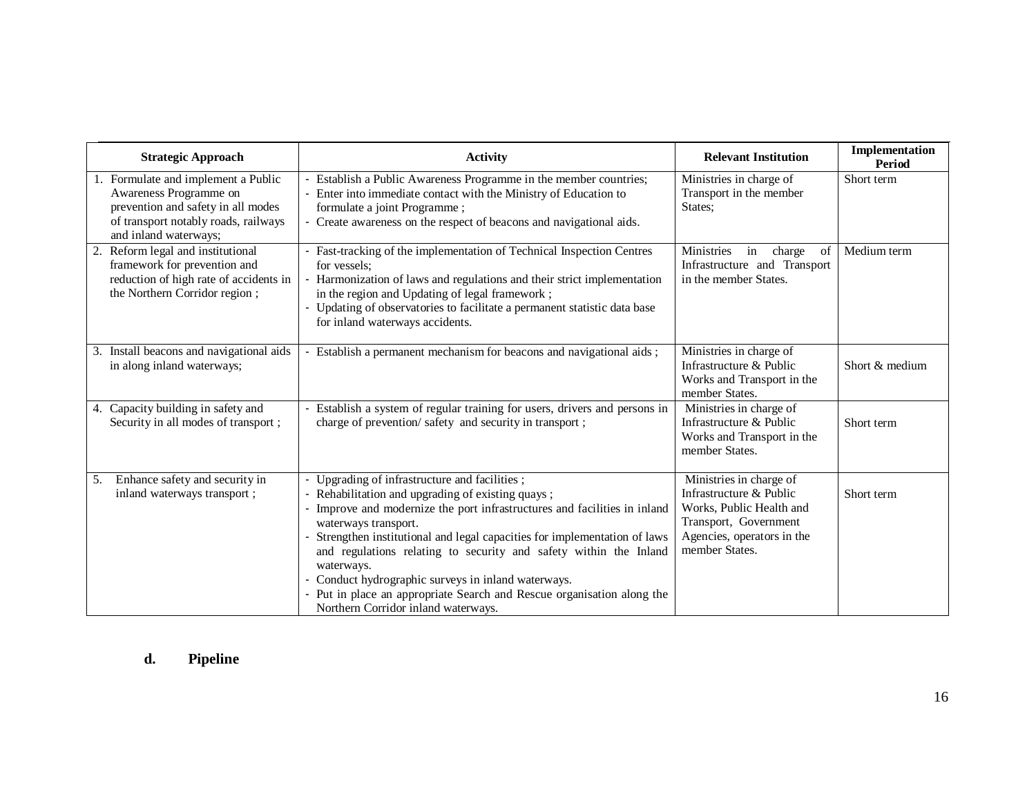| Strategic Approach | Activity | Relevant Institution | Implementation Period |
|---|---|---|---|
| 1. Formulate and implement a Public Awareness Programme on prevention and safety in all modes of transport notably roads, railways and inland waterways; | - Establish a Public Awareness Programme in the member countries;<br>- Enter into immediate contact with the Ministry of Education to formulate a joint Programme ;<br>- Create awareness on the respect of beacons and navigational aids. | Ministries in charge of Transport in the member States; | Short term |
| 2. Reform legal and institutional framework for prevention and reduction of high rate of accidents in the Northern Corridor region ; | - Fast-tracking of the implementation of Technical Inspection Centres for vessels;<br>- Harmonization of laws and regulations and their strict implementation in the region and Updating of legal framework ;<br>- Updating of observatories to facilitate a permanent statistic data base for inland waterways accidents. | Ministries in charge of Infrastructure and Transport in the member States. | Medium term |
| 3. Install beacons and navigational aids in along inland waterways; | - Establish a permanent mechanism for beacons and navigational aids ; | Ministries in charge of Infrastructure & Public Works and Transport in the member States. | Short & medium |
| 4. Capacity building in safety and Security in all modes of transport ; | - Establish a system of regular training for users, drivers and persons in charge of prevention/ safety and security in transport ; | Ministries in charge of Infrastructure & Public Works and Transport in the member States. | Short term |
| 5. Enhance safety and security in inland waterways transport ; | - Upgrading of infrastructure and facilities ;<br>- Rehabilitation and upgrading of existing quays ;<br>- Improve and modernize the port infrastructures and facilities in inland waterways transport.<br>- Strengthen institutional and legal capacities for implementation of laws and regulations relating to security and safety within the Inland waterways.<br>- Conduct hydrographic surveys in inland waterways.<br>- Put in place an appropriate Search and Rescue organisation along the Northern Corridor inland waterways. | Ministries in charge of Infrastructure & Public Works, Public Health and Transport, Government Agencies, operators in the member States. | Short term |

### d. Pipeline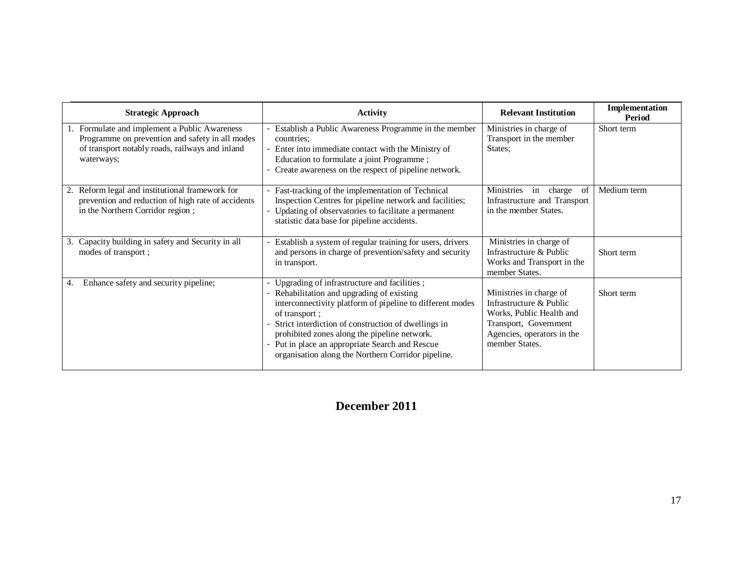| Strategic Approach | Activity | Relevant Institution | Implementation Period |
|---|---|---|---|
| 1. Formulate and implement a Public Awareness Programme on prevention and safety in all modes of transport notably roads, railways and inland waterways; | - Establish a Public Awareness Programme in the member countries;<br>- Enter into immediate contact with the Ministry of Education to formulate a joint Programme ;<br>- Create awareness on the respect of pipeline network. | Ministries in charge of Transport in the member States; | Short term |
| 2. Reform legal and institutional framework for prevention and reduction of high rate of accidents in the Northern Corridor region ; | - Fast-tracking of the implementation of Technical Inspection Centres for pipeline network and facilities;<br>- Updating of observatories to facilitate a permanent statistic data base for pipeline accidents. | Ministries in charge of Infrastructure and Transport in the member States. | Medium term |
| 3. Capacity building in safety and Security in all modes of transport ; | - Establish a system of regular training for users, drivers and persons in charge of prevention/safety and security in transport. | Ministries in charge of Infrastructure & Public Works and Transport in the member States. | Short term |
| 4. Enhance safety and security pipeline; | - Upgrading of infrastructure and facilities ;<br>- Rehabilitation and upgrading of existing interconnectivity platform of pipeline to different modes of transport ;<br>- Strict interdiction of construction of dwellings in prohibited zones along the pipeline network.<br>- Put in place an appropriate Search and Rescue organisation along the Northern Corridor pipeline. | Ministries in charge of Infrastructure & Public Works, Public Health and Transport, Government Agencies, operators in the member States. | Short term |

**December 2011**